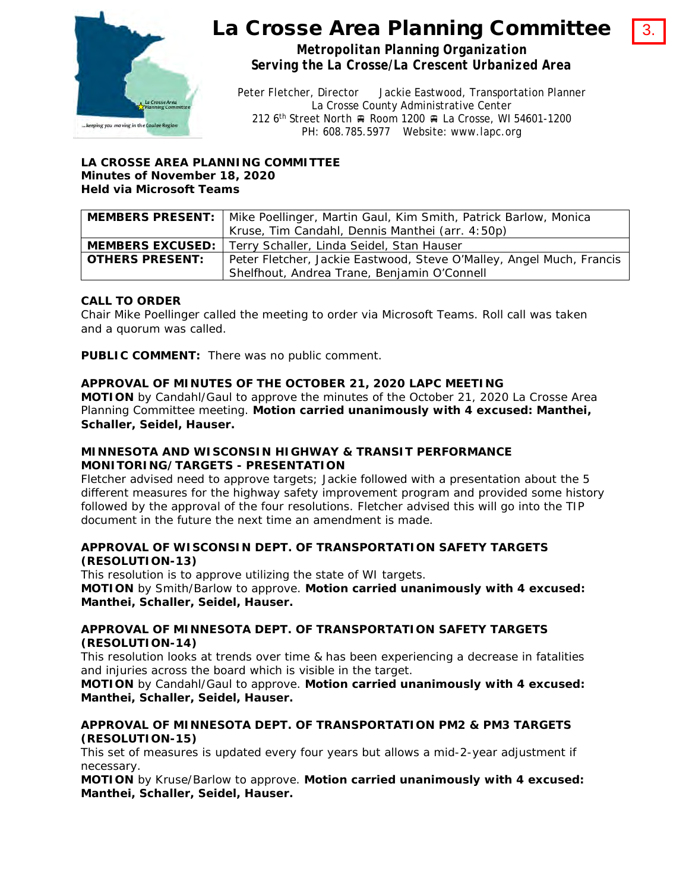# La Crosse Area Planning Committee

3.

***Metropolitan Planning Organization***
***Serving the La Crosse/La Crescent Urbanized Area***

Peter Fletcher, Director     Jackie Eastwood, Transportation Planner
La Crosse County Administrative Center
212 6th Street North ▪ Room 1200 ▪ La Crosse, WI 54601-1200
PH: 608.785.5977   Website: www.lapc.org

**LA CROSSE AREA PLANNING COMMITTEE**
**Minutes of November 18, 2020**
**Held via Microsoft Teams**

| | |
|---|---|
| **MEMBERS PRESENT:** | Mike Poellinger, Martin Gaul, Kim Smith, Patrick Barlow, Monica Kruse, Tim Candahl, Dennis Manthei (arr. 4:50p) |
| **MEMBERS EXCUSED:** | Terry Schaller, Linda Seidel, Stan Hauser |
| **OTHERS PRESENT:** | Peter Fletcher, Jackie Eastwood, Steve O'Malley, Angel Much, Francis Shelfhout, Andrea Trane, Benjamin O'Connell |

**CALL TO ORDER**
Chair Mike Poellinger called the meeting to order via Microsoft Teams. Roll call was taken and a quorum was called.

**PUBLIC COMMENT:** There was no public comment.

**APPROVAL OF MINUTES OF THE OCTOBER 21, 2020 LAPC MEETING**
**MOTION** by Candahl/Gaul to approve the minutes of the October 21, 2020 La Crosse Area Planning Committee meeting. **Motion carried unanimously with 4 excused: Manthei, Schaller, Seidel, Hauser.**

**MINNESOTA AND WISCONSIN HIGHWAY & TRANSIT PERFORMANCE MONITORING/TARGETS - PRESENTATION**
Fletcher advised need to approve targets; Jackie followed with a presentation about the 5 different measures for the highway safety improvement program and provided some history followed by the approval of the four resolutions. Fletcher advised this will go into the TIP document in the future the next time an amendment is made.

**APPROVAL OF WISCONSIN DEPT. OF TRANSPORTATION SAFETY TARGETS (RESOLUTION-13)**
This resolution is to approve utilizing the state of WI targets.
**MOTION** by Smith/Barlow to approve. **Motion carried unanimously with 4 excused: Manthei, Schaller, Seidel, Hauser.**

**APPROVAL OF MINNESOTA DEPT. OF TRANSPORTATION SAFETY TARGETS (RESOLUTION-14)**
This resolution looks at trends over time & has been experiencing a decrease in fatalities and injuries across the board which is visible in the target.
**MOTION** by Candahl/Gaul to approve. **Motion carried unanimously with 4 excused: Manthei, Schaller, Seidel, Hauser.**

**APPROVAL OF MINNESOTA DEPT. OF TRANSPORTATION PM2 & PM3 TARGETS (RESOLUTION-15)**
This set of measures is updated every four years but allows a mid-2-year adjustment if necessary.
**MOTION** by Kruse/Barlow to approve. **Motion carried unanimously with 4 excused: Manthei, Schaller, Seidel, Hauser.**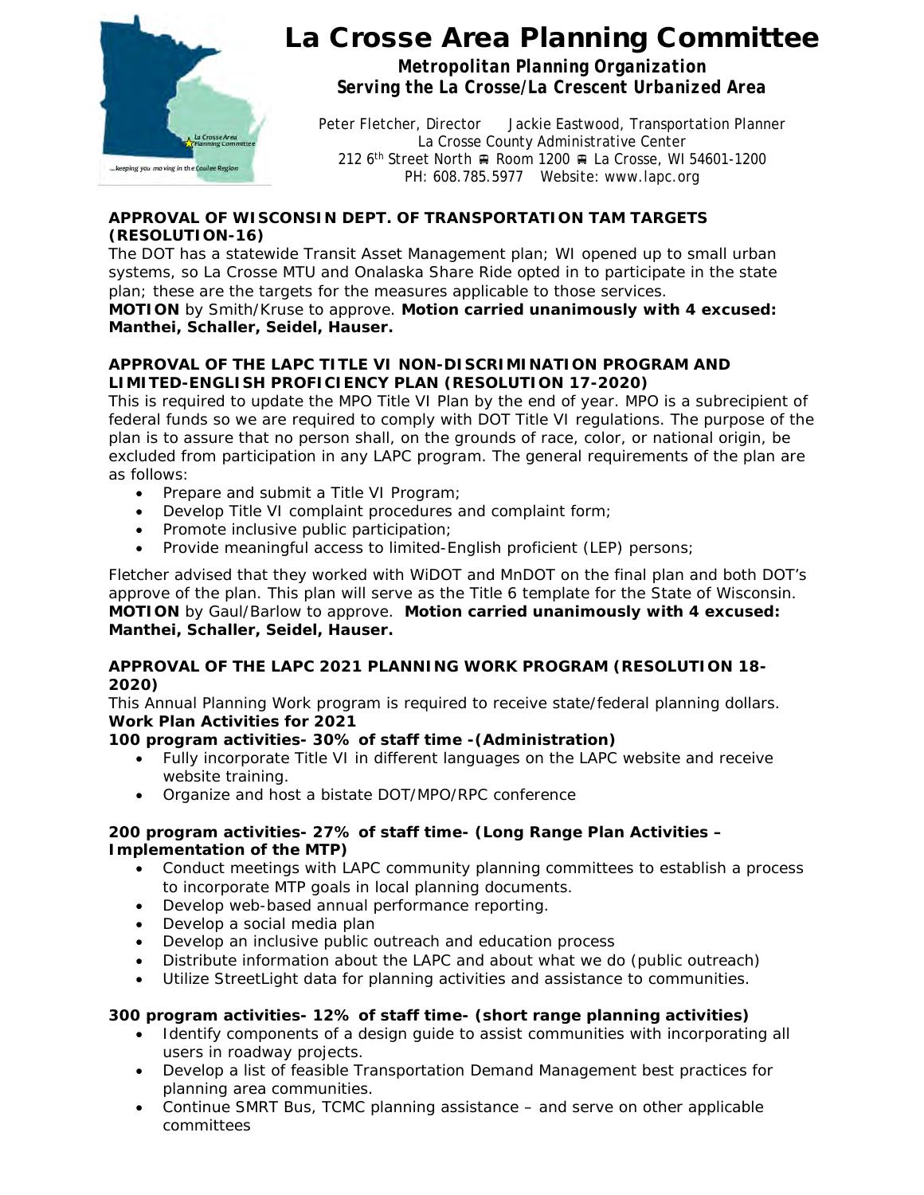# La Crosse Area Planning Committee

***Metropolitan Planning Organization***
***Serving the La Crosse/La Crescent Urbanized Area***

Peter Fletcher, Director     Jackie Eastwood, Transportation Planner
La Crosse County Administrative Center
212 6th Street North ▪ Room 1200 ▪ La Crosse, WI 54601-1200
PH: 608.785.5977   Website: www.lapc.org

**APPROVAL OF WISCONSIN DEPT. OF TRANSPORTATION TAM TARGETS (RESOLUTION-16)**

The DOT has a statewide Transit Asset Management plan; WI opened up to small urban systems, so La Crosse MTU and Onalaska Share Ride opted in to participate in the state plan; these are the targets for the measures applicable to those services.

**MOTION** by Smith/Kruse to approve. **Motion carried unanimously with 4 excused: Manthei, Schaller, Seidel, Hauser.**

**APPROVAL OF THE LAPC TITLE VI NON-DISCRIMINATION PROGRAM AND LIMITED-ENGLISH PROFICIENCY PLAN (RESOLUTION 17-2020)**

This is required to update the MPO Title VI Plan by the end of year. MPO is a subrecipient of federal funds so we are required to comply with DOT Title VI regulations. The purpose of the plan is to assure that no person shall, on the grounds of race, color, or national origin, be excluded from participation in any LAPC program. The general requirements of the plan are as follows:

- Prepare and submit a Title VI Program;
- Develop Title VI complaint procedures and complaint form;
- Promote inclusive public participation;
- Provide meaningful access to limited-English proficient (LEP) persons;

Fletcher advised that they worked with WiDOT and MnDOT on the final plan and both DOT's approve of the plan. This plan will serve as the Title 6 template for the State of Wisconsin.

**MOTION** by Gaul/Barlow to approve. **Motion carried unanimously with 4 excused: Manthei, Schaller, Seidel, Hauser.**

**APPROVAL OF THE LAPC 2021 PLANNING WORK PROGRAM (RESOLUTION 18-2020)**

This Annual Planning Work program is required to receive state/federal planning dollars.

**Work Plan Activities for 2021**

**100 program activities- 30% of staff time -(Administration)**

- Fully incorporate Title VI in different languages on the LAPC website and receive website training.
- Organize and host a bistate DOT/MPO/RPC conference

**200 program activities- 27% of staff time- (Long Range Plan Activities – Implementation of the MTP)**

- Conduct meetings with LAPC community planning committees to establish a process to incorporate MTP goals in local planning documents.
- Develop web-based annual performance reporting.
- Develop a social media plan
- Develop an inclusive public outreach and education process
- Distribute information about the LAPC and about what we do (public outreach)
- Utilize StreetLight data for planning activities and assistance to communities.

**300 program activities- 12% of staff time- (short range planning activities)**

- Identify components of a design guide to assist communities with incorporating all users in roadway projects.
- Develop a list of feasible Transportation Demand Management best practices for planning area communities.
- Continue SMRT Bus, TCMC planning assistance – and serve on other applicable committees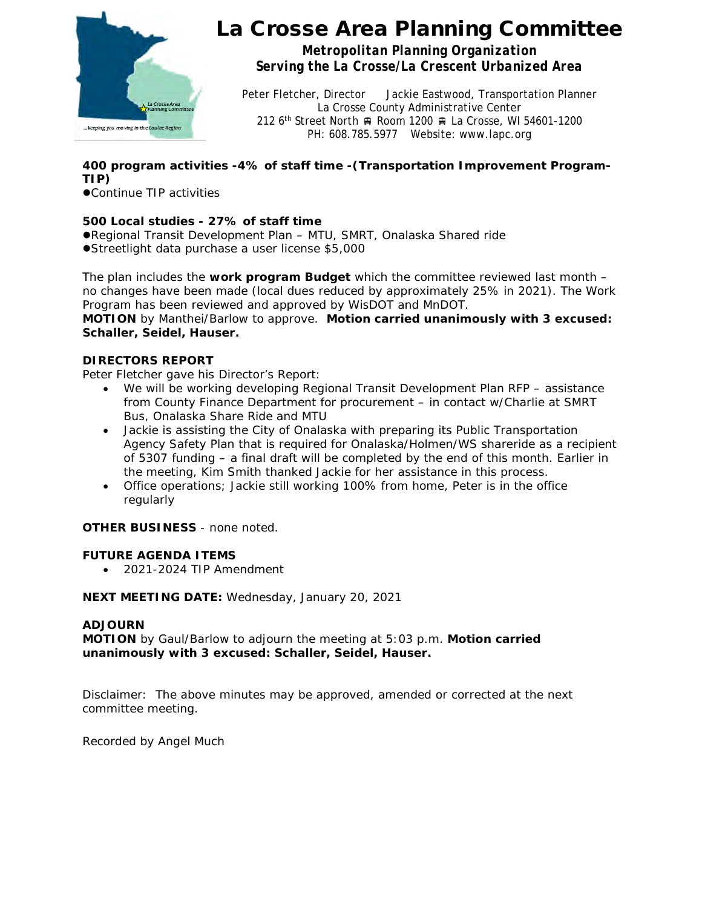# La Crosse Area Planning Committee

***Metropolitan Planning Organization***
***Serving the La Crosse/La Crescent Urbanized Area***

Peter Fletcher, Director  Jackie Eastwood, Transportation Planner
La Crosse County Administrative Center
212 6th Street North ▪ Room 1200 ▪ La Crosse, WI 54601-1200
PH: 608.785.5977  Website: www.lapc.org

**400 program activities -4% of staff time -(Transportation Improvement Program-TIP)**

- Continue TIP activities

**500 Local studies - 27% of staff time**

- Regional Transit Development Plan – MTU, SMRT, Onalaska Shared ride
- Streetlight data purchase a user license $5,000

The plan includes the **work program Budget** which the committee reviewed last month – no changes have been made (local dues reduced by approximately 25% in 2021). The Work Program has been reviewed and approved by WisDOT and MnDOT.
**MOTION** by Manthei/Barlow to approve. **Motion carried unanimously with 3 excused: Schaller, Seidel, Hauser.**

**DIRECTORS REPORT**
Peter Fletcher gave his Director's Report:

- We will be working developing Regional Transit Development Plan RFP – assistance from County Finance Department for procurement – in contact w/Charlie at SMRT Bus, Onalaska Share Ride and MTU
- Jackie is assisting the City of Onalaska with preparing its Public Transportation Agency Safety Plan that is required for Onalaska/Holmen/WS shareride as a recipient of 5307 funding – a final draft will be completed by the end of this month. Earlier in the meeting, Kim Smith thanked Jackie for her assistance in this process.
- Office operations; Jackie still working 100% from home, Peter is in the office regularly

**OTHER BUSINESS** - none noted.

**FUTURE AGENDA ITEMS**

- 2021-2024 TIP Amendment

**NEXT MEETING DATE:** Wednesday, January 20, 2021

**ADJOURN**
**MOTION** by Gaul/Barlow to adjourn the meeting at 5:03 p.m. **Motion carried unanimously with 3 excused: Schaller, Seidel, Hauser.**

Disclaimer: The above minutes may be approved, amended or corrected at the next committee meeting.

Recorded by Angel Much